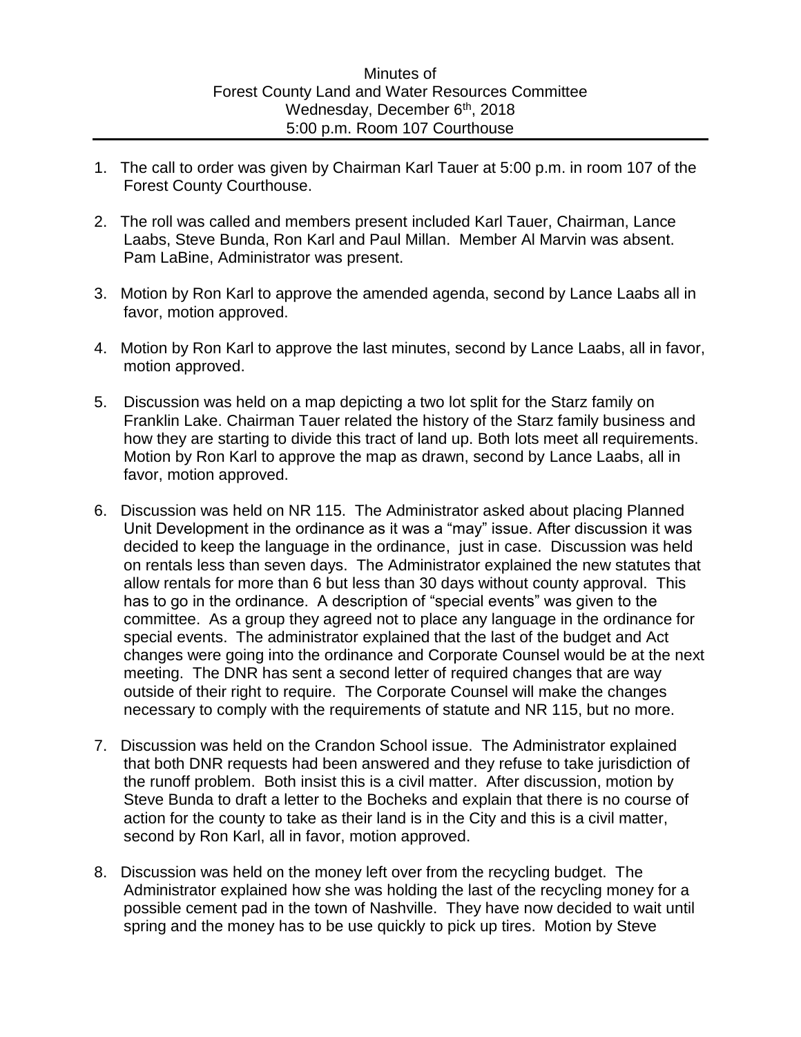Minutes of
Forest County Land and Water Resources Committee
Wednesday, December 6th, 2018
5:00 p.m. Room 107 Courthouse

---

1. The call to order was given by Chairman Karl Tauer at 5:00 p.m. in room 107 of the Forest County Courthouse.

2. The roll was called and members present included Karl Tauer, Chairman, Lance Laabs, Steve Bunda, Ron Karl and Paul Millan. Member Al Marvin was absent. Pam LaBine, Administrator was present.

3. Motion by Ron Karl to approve the amended agenda, second by Lance Laabs all in favor, motion approved.

4. Motion by Ron Karl to approve the last minutes, second by Lance Laabs, all in favor, motion approved.

5. Discussion was held on a map depicting a two lot split for the Starz family on Franklin Lake. Chairman Tauer related the history of the Starz family business and how they are starting to divide this tract of land up. Both lots meet all requirements. Motion by Ron Karl to approve the map as drawn, second by Lance Laabs, all in favor, motion approved.

6. Discussion was held on NR 115. The Administrator asked about placing Planned Unit Development in the ordinance as it was a "may" issue. After discussion it was decided to keep the language in the ordinance, just in case. Discussion was held on rentals less than seven days. The Administrator explained the new statutes that allow rentals for more than 6 but less than 30 days without county approval. This has to go in the ordinance. A description of "special events" was given to the committee. As a group they agreed not to place any language in the ordinance for special events. The administrator explained that the last of the budget and Act changes were going into the ordinance and Corporate Counsel would be at the next meeting. The DNR has sent a second letter of required changes that are way outside of their right to require. The Corporate Counsel will make the changes necessary to comply with the requirements of statute and NR 115, but no more.

7. Discussion was held on the Crandon School issue. The Administrator explained that both DNR requests had been answered and they refuse to take jurisdiction of the runoff problem. Both insist this is a civil matter. After discussion, motion by Steve Bunda to draft a letter to the Bocheks and explain that there is no course of action for the county to take as their land is in the City and this is a civil matter, second by Ron Karl, all in favor, motion approved.

8. Discussion was held on the money left over from the recycling budget. The Administrator explained how she was holding the last of the recycling money for a possible cement pad in the town of Nashville. They have now decided to wait until spring and the money has to be use quickly to pick up tires. Motion by Steve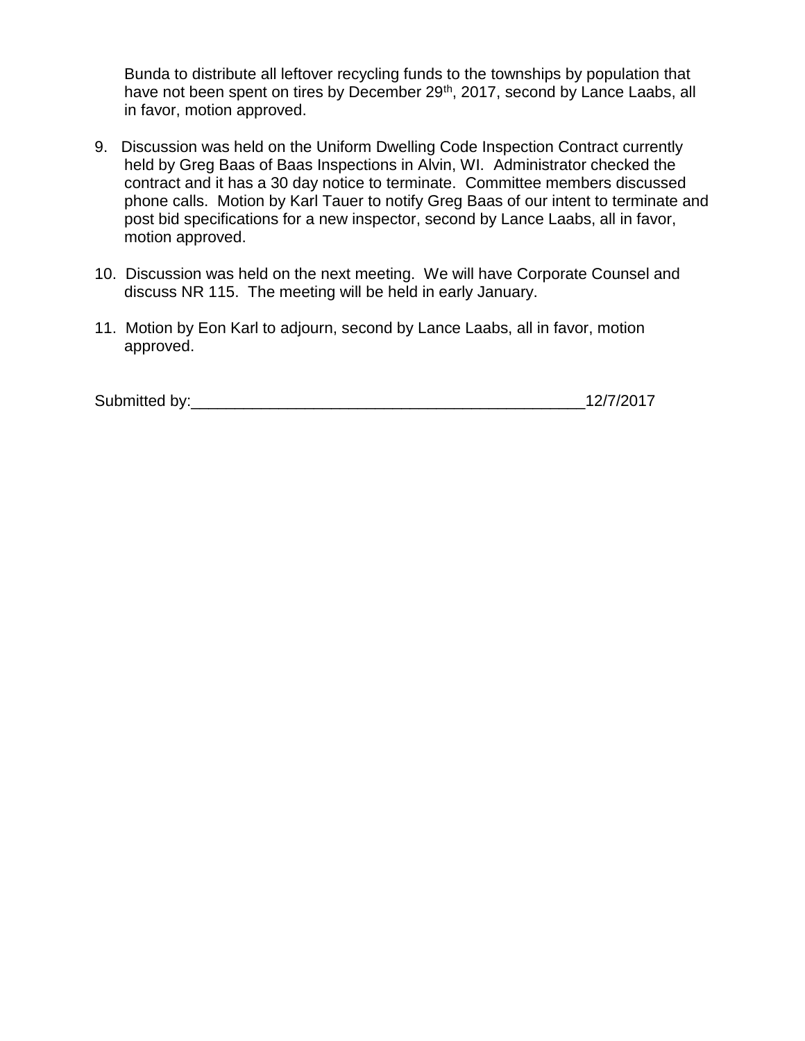Bunda to distribute all leftover recycling funds to the townships by population that have not been spent on tires by December 29th, 2017, second by Lance Laabs, all in favor, motion approved.

9. Discussion was held on the Uniform Dwelling Code Inspection Contract currently held by Greg Baas of Baas Inspections in Alvin, WI. Administrator checked the contract and it has a 30 day notice to terminate. Committee members discussed phone calls. Motion by Karl Tauer to notify Greg Baas of our intent to terminate and post bid specifications for a new inspector, second by Lance Laabs, all in favor, motion approved.

10. Discussion was held on the next meeting. We will have Corporate Counsel and discuss NR 115. The meeting will be held in early January.

11. Motion by Eon Karl to adjourn, second by Lance Laabs, all in favor, motion approved.

Submitted by:_______________________________________________12/7/2017